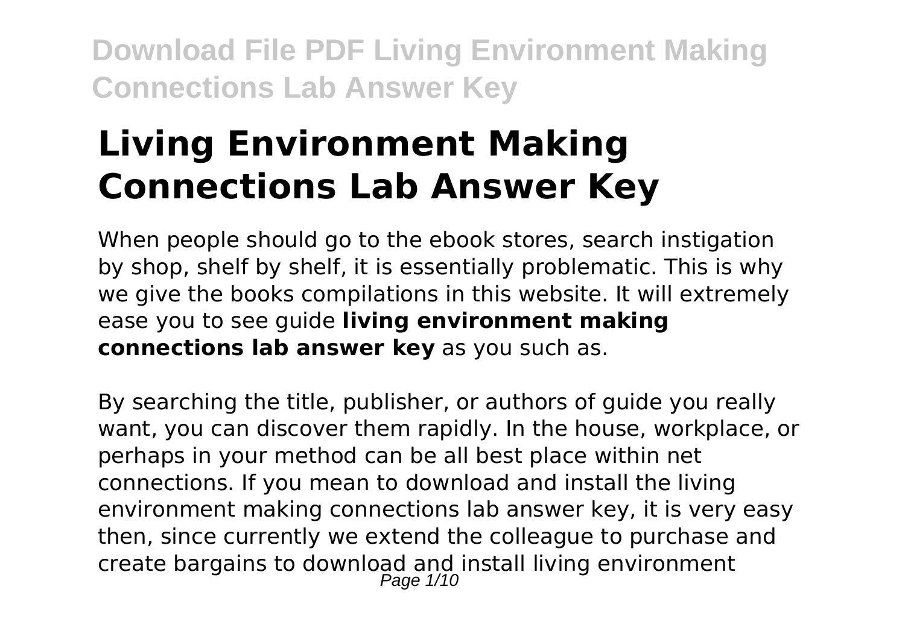# Living Environment Making Connections Lab Answer Key

When people should go to the ebook stores, search instigation by shop, shelf by shelf, it is essentially problematic. This is why we give the books compilations in this website. It will extremely ease you to see guide **living environment making connections lab answer key** as you such as.

By searching the title, publisher, or authors of guide you really want, you can discover them rapidly. In the house, workplace, or perhaps in your method can be all best place within net connections. If you mean to download and install the living environment making connections lab answer key, it is very easy then, since currently we extend the colleague to purchase and create bargains to download and install living environment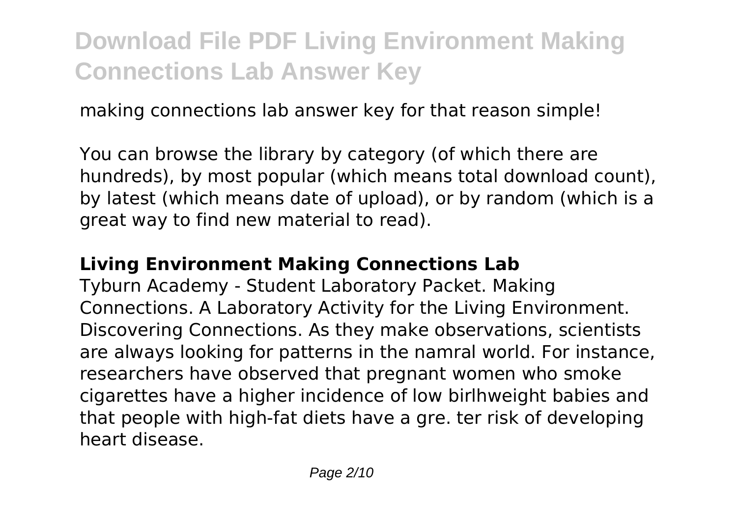making connections lab answer key for that reason simple!

You can browse the library by category (of which there are hundreds), by most popular (which means total download count), by latest (which means date of upload), or by random (which is a great way to find new material to read).

## Living Environment Making Connections Lab

Tyburn Academy - Student Laboratory Packet. Making Connections. A Laboratory Activity for the Living Environment. Discovering Connections. As they make observations, scientists are always looking for patterns in the namral world. For instance, researchers have observed that pregnant women who smoke cigarettes have a higher incidence of low birlhweight babies and that people with high-fat diets have a gre. ter risk of developing heart disease.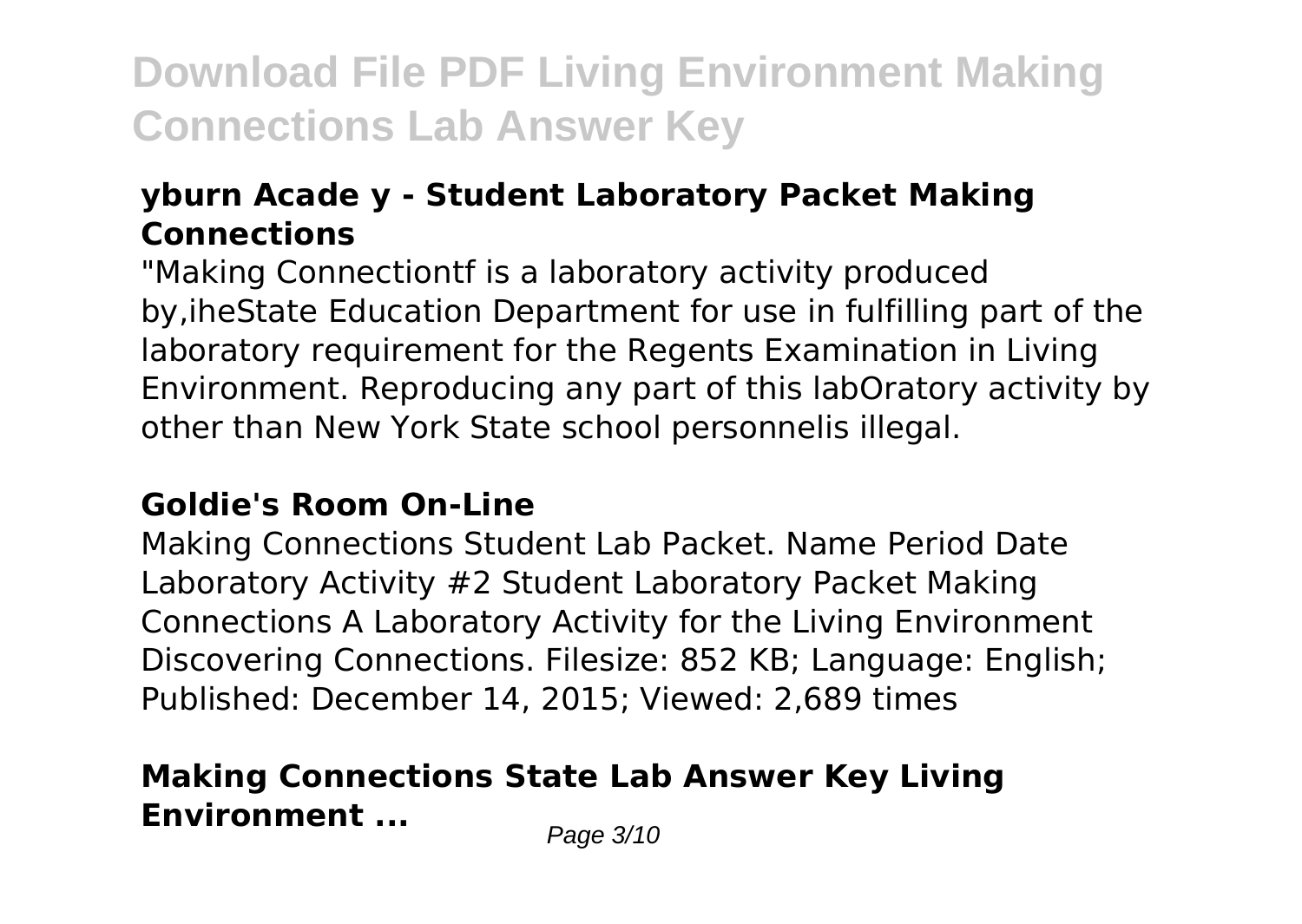## yburn Acade y - Student Laboratory Packet Making Connections

"Making Connectiontf is a laboratory activity produced by,iheState Education Department for use in fulfilling part of the laboratory requirement for the Regents Examination in Living Environment. Reproducing any part of this labOratory activity by other than New York State school personnelis illegal.

## Goldie's Room On-Line

Making Connections Student Lab Packet. Name Period Date Laboratory Activity #2 Student Laboratory Packet Making Connections A Laboratory Activity for the Living Environment Discovering Connections. Filesize: 852 KB; Language: English; Published: December 14, 2015; Viewed: 2,689 times

## Making Connections State Lab Answer Key Living Environment ...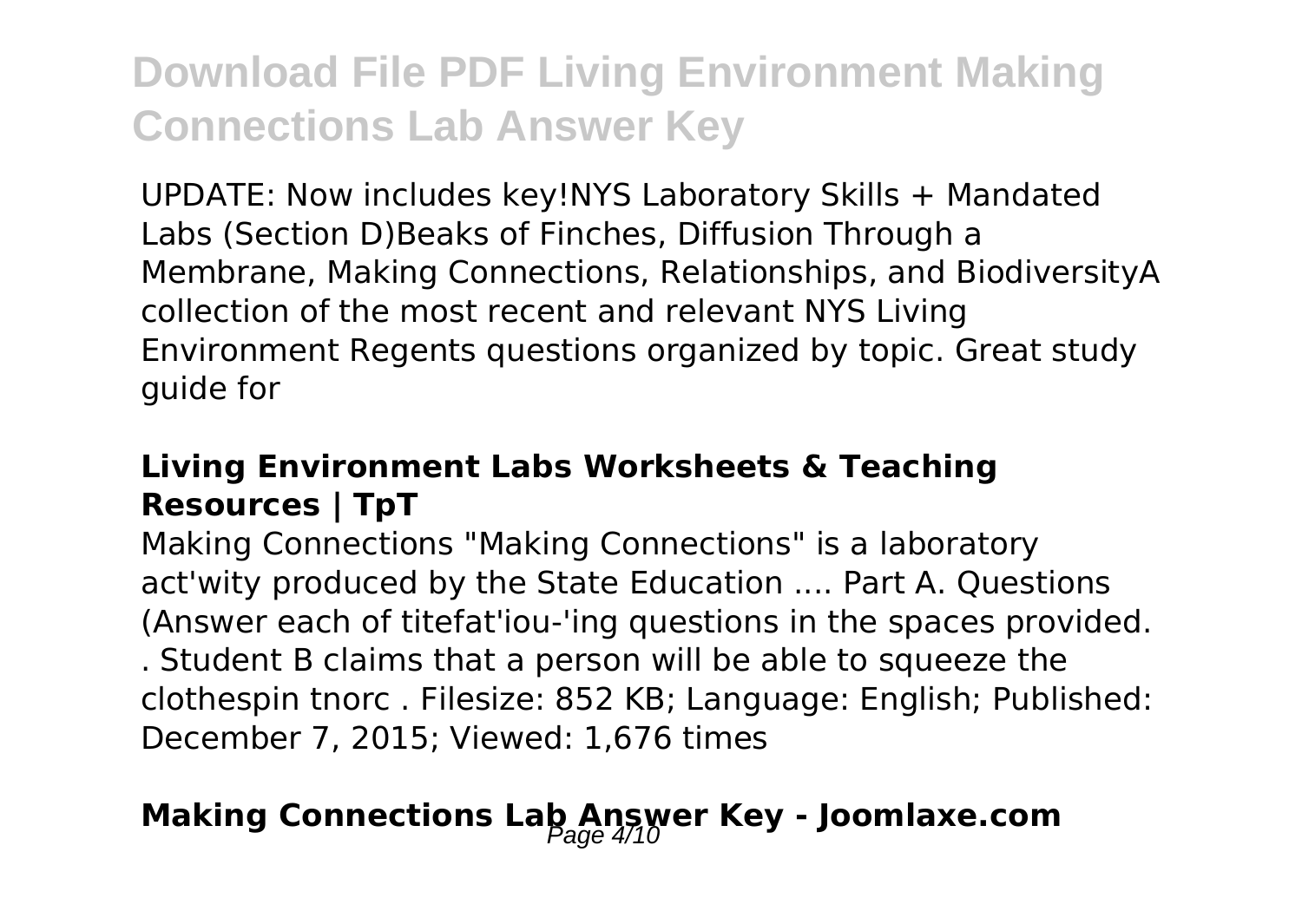UPDATE: Now includes key!NYS Laboratory Skills + Mandated Labs (Section D)Beaks of Finches, Diffusion Through a Membrane, Making Connections, Relationships, and BiodiversityA collection of the most recent and relevant NYS Living Environment Regents questions organized by topic. Great study guide for

### Living Environment Labs Worksheets & Teaching Resources | TpT

Making Connections "Making Connections" is a laboratory act'wity produced by the State Education .... Part A. Questions (Answer each of titefat'iou-'ing questions in the spaces provided. . Student B claims that a person will be able to squeeze the clothespin tnorc . Filesize: 852 KB; Language: English; Published: December 7, 2015; Viewed: 1,676 times

## Making Connections Lab Answer Key - Joomlaxe.com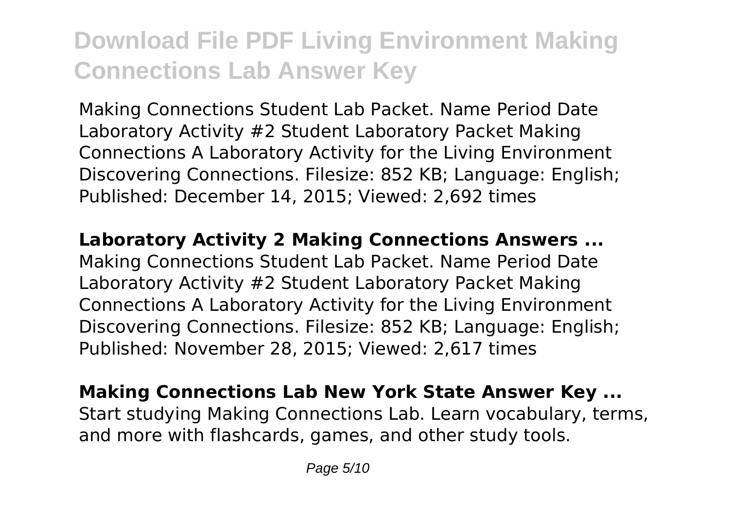Making Connections Student Lab Packet. Name Period Date Laboratory Activity #2 Student Laboratory Packet Making Connections A Laboratory Activity for the Living Environment Discovering Connections. Filesize: 852 KB; Language: English; Published: December 14, 2015; Viewed: 2,692 times

**Laboratory Activity 2 Making Connections Answers ...**

Making Connections Student Lab Packet. Name Period Date Laboratory Activity #2 Student Laboratory Packet Making Connections A Laboratory Activity for the Living Environment Discovering Connections. Filesize: 852 KB; Language: English; Published: November 28, 2015; Viewed: 2,617 times

**Making Connections Lab New York State Answer Key ...**

Start studying Making Connections Lab. Learn vocabulary, terms, and more with flashcards, games, and other study tools.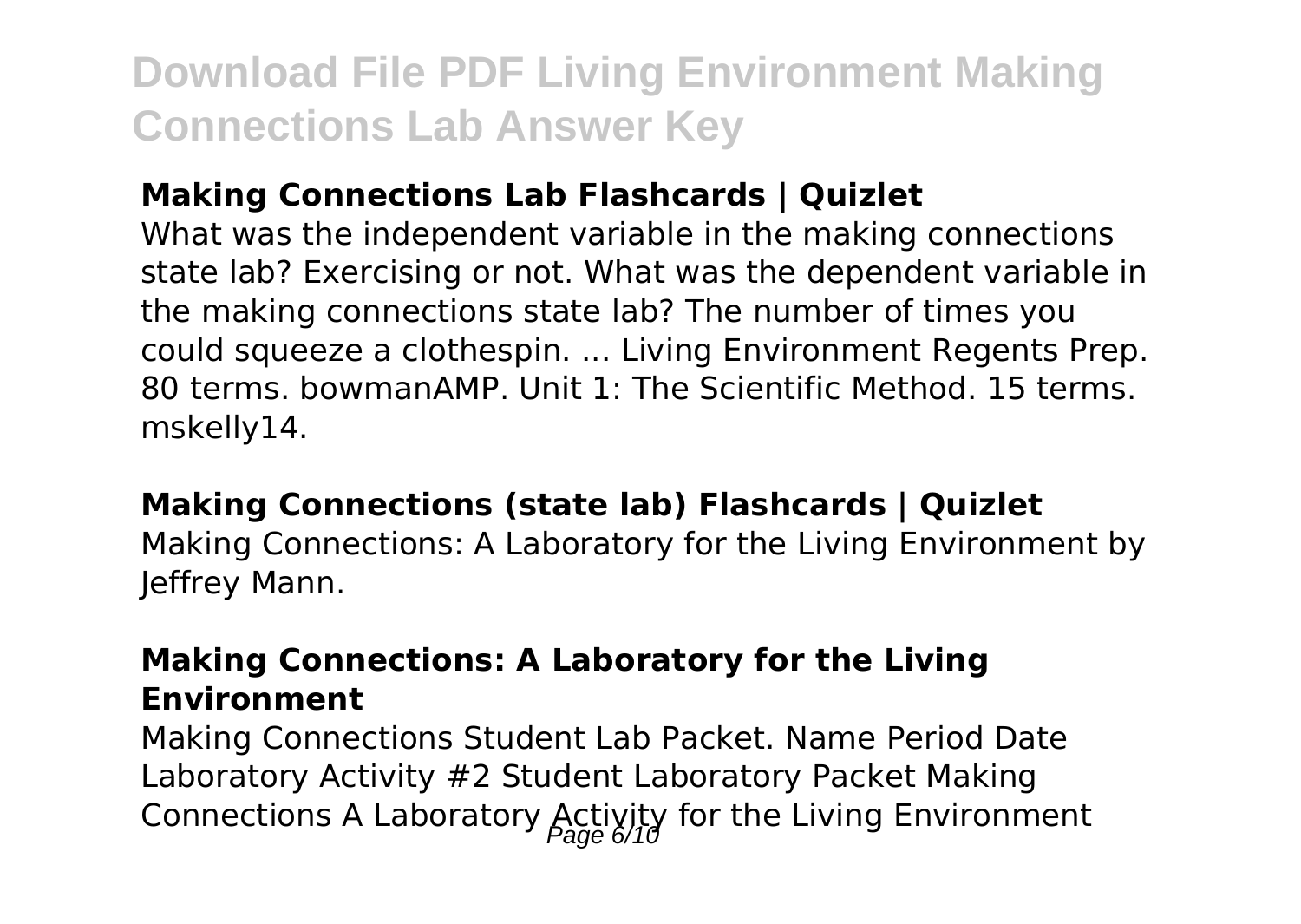**Making Connections Lab Flashcards | Quizlet**

What was the independent variable in the making connections state lab? Exercising or not. What was the dependent variable in the making connections state lab? The number of times you could squeeze a clothespin. ... Living Environment Regents Prep. 80 terms. bowmanAMP. Unit 1: The Scientific Method. 15 terms. mskelly14.

**Making Connections (state lab) Flashcards | Quizlet**

Making Connections: A Laboratory for the Living Environment by Jeffrey Mann.

**Making Connections: A Laboratory for the Living Environment**

Making Connections Student Lab Packet. Name Period Date Laboratory Activity #2 Student Laboratory Packet Making Connections A Laboratory Activity for the Living Environment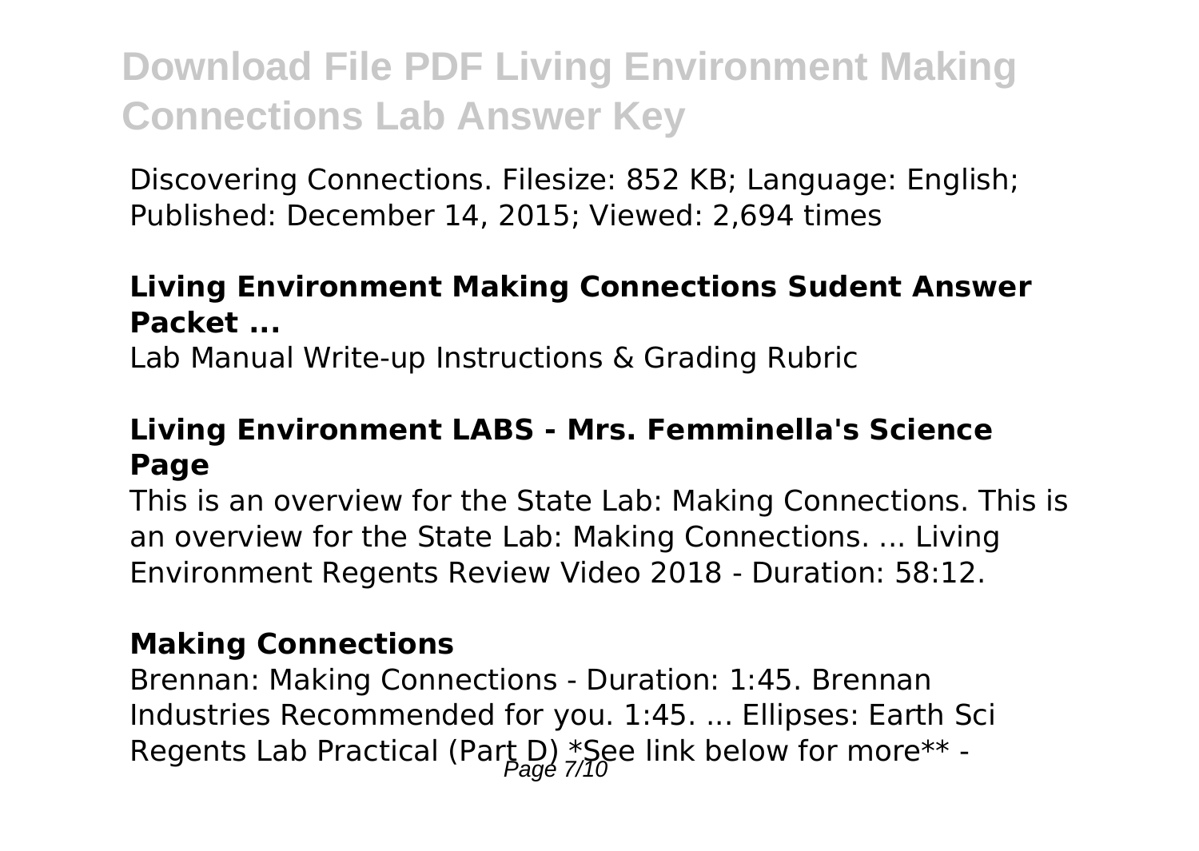Discovering Connections. Filesize: 852 KB; Language: English; Published: December 14, 2015; Viewed: 2,694 times

### Living Environment Making Connections Sudent Answer Packet ...

Lab Manual Write-up Instructions & Grading Rubric

### Living Environment LABS - Mrs. Femminella's Science Page

This is an overview for the State Lab: Making Connections. This is an overview for the State Lab: Making Connections. ... Living Environment Regents Review Video 2018 - Duration: 58:12.

### Making Connections

Brennan: Making Connections - Duration: 1:45. Brennan Industries Recommended for you. 1:45. ... Ellipses: Earth Sci Regents Lab Practical (Part D) *See link below for more** -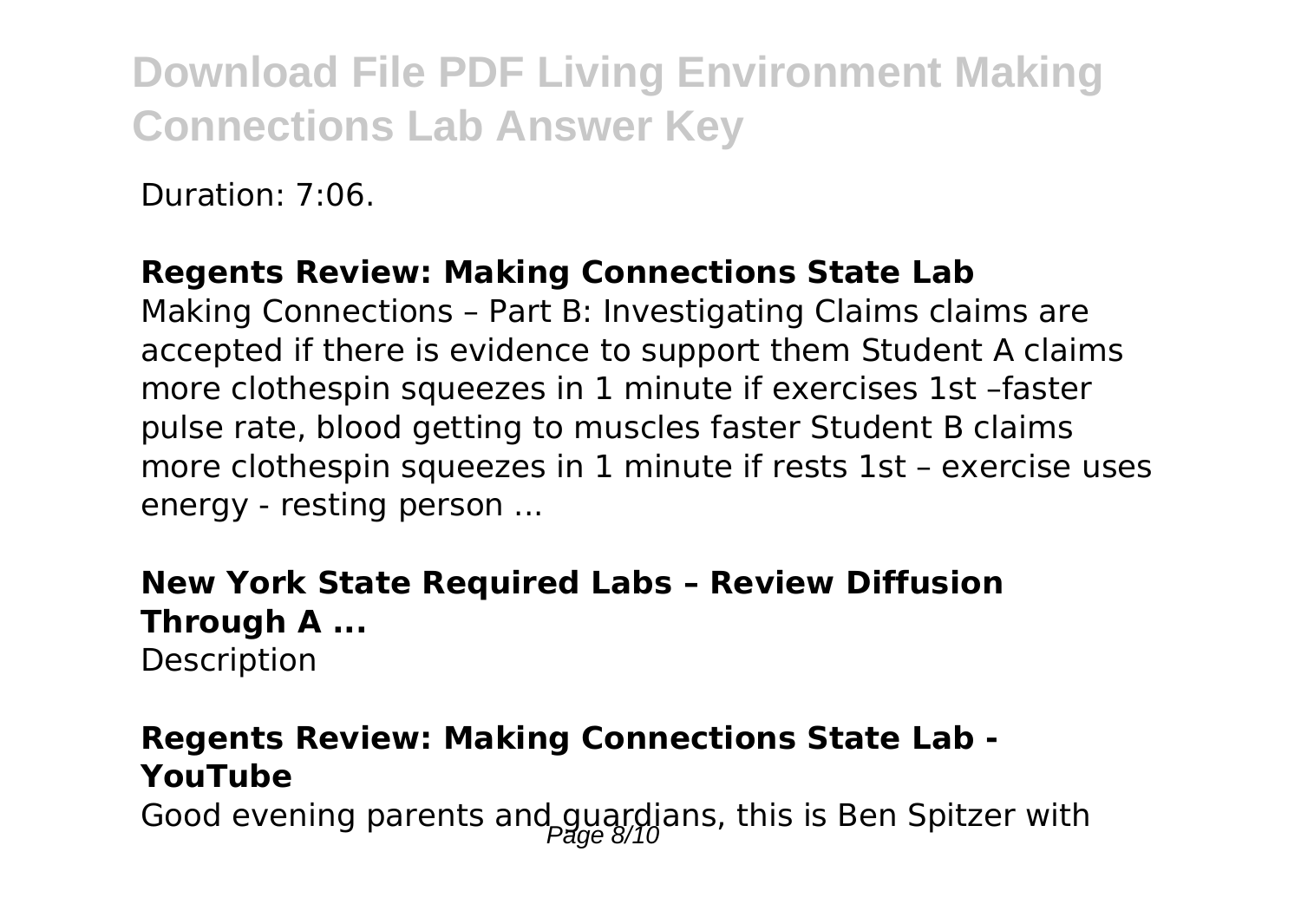Duration: 7:06.

**Regents Review: Making Connections State Lab**

Making Connections – Part B: Investigating Claims claims are accepted if there is evidence to support them Student A claims more clothespin squeezes in 1 minute if exercises 1st –faster pulse rate, blood getting to muscles faster Student B claims more clothespin squeezes in 1 minute if rests 1st – exercise uses energy - resting person ...

**New York State Required Labs – Review Diffusion Through A ...**

Description

**Regents Review: Making Connections State Lab - YouTube**

Good evening parents and guardians, this is Ben Spitzer with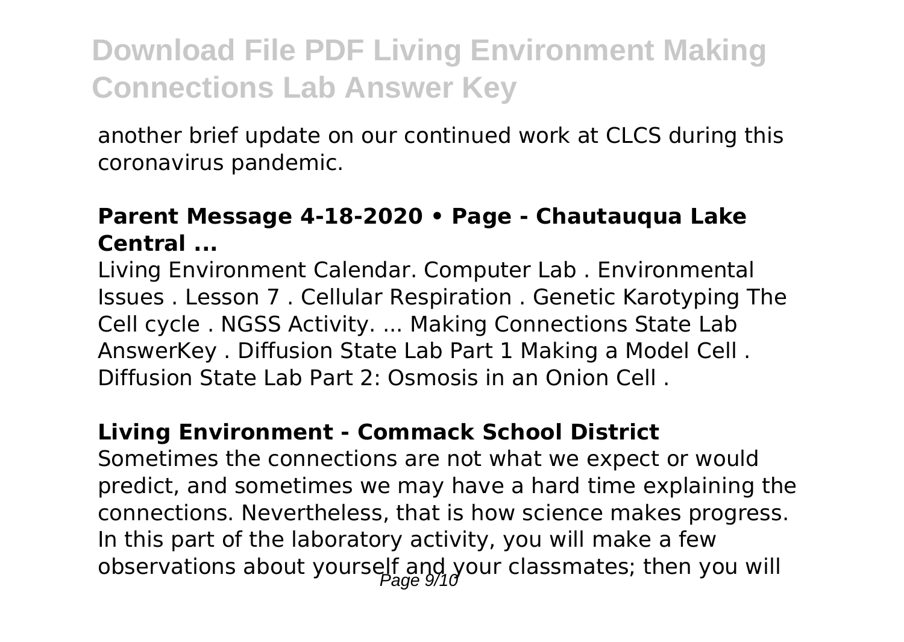another brief update on our continued work at CLCS during this coronavirus pandemic.

**Parent Message 4-18-2020 • Page - Chautauqua Lake Central ...**

Living Environment Calendar. Computer Lab . Environmental Issues . Lesson 7 . Cellular Respiration . Genetic Karotyping The Cell cycle . NGSS Activity. ... Making Connections State Lab AnswerKey . Diffusion State Lab Part 1 Making a Model Cell . Diffusion State Lab Part 2: Osmosis in an Onion Cell .

**Living Environment - Commack School District**

Sometimes the connections are not what we expect or would predict, and sometimes we may have a hard time explaining the connections. Nevertheless, that is how science makes progress. In this part of the laboratory activity, you will make a few observations about yourself and your classmates; then you will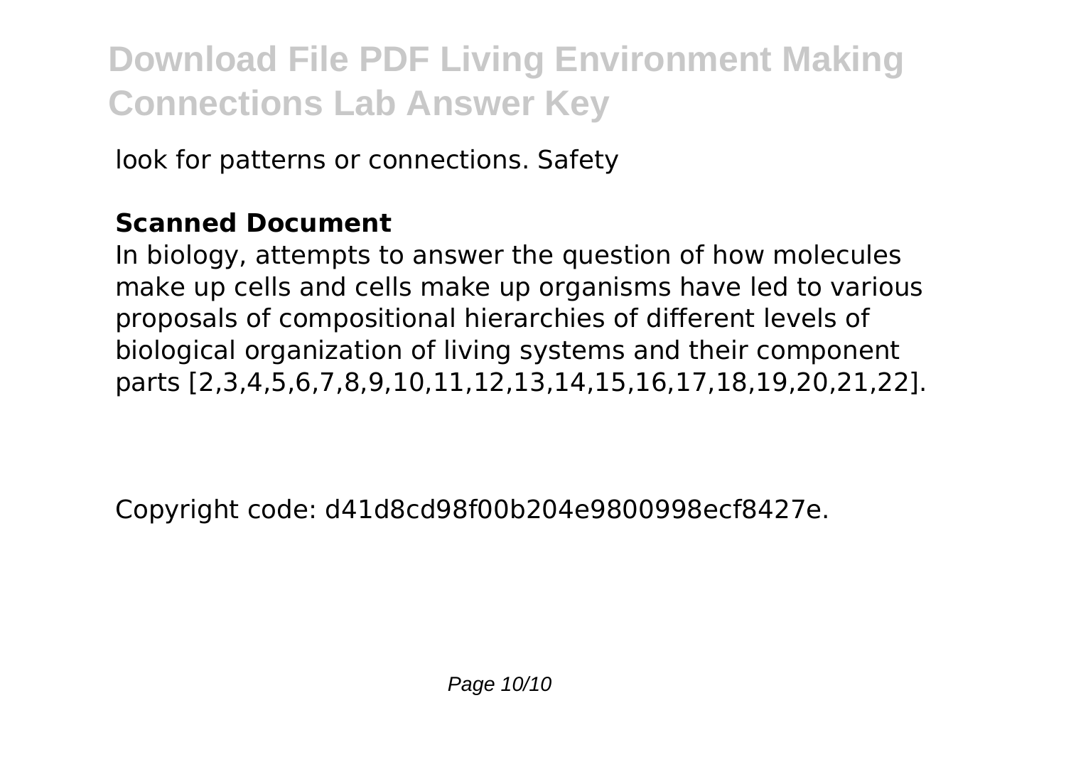look for patterns or connections. Safety

**Scanned Document**

In biology, attempts to answer the question of how molecules make up cells and cells make up organisms have led to various proposals of compositional hierarchies of different levels of biological organization of living systems and their component parts [2,3,4,5,6,7,8,9,10,11,12,13,14,15,16,17,18,19,20,21,22].

Copyright code: d41d8cd98f00b204e9800998ecf8427e.